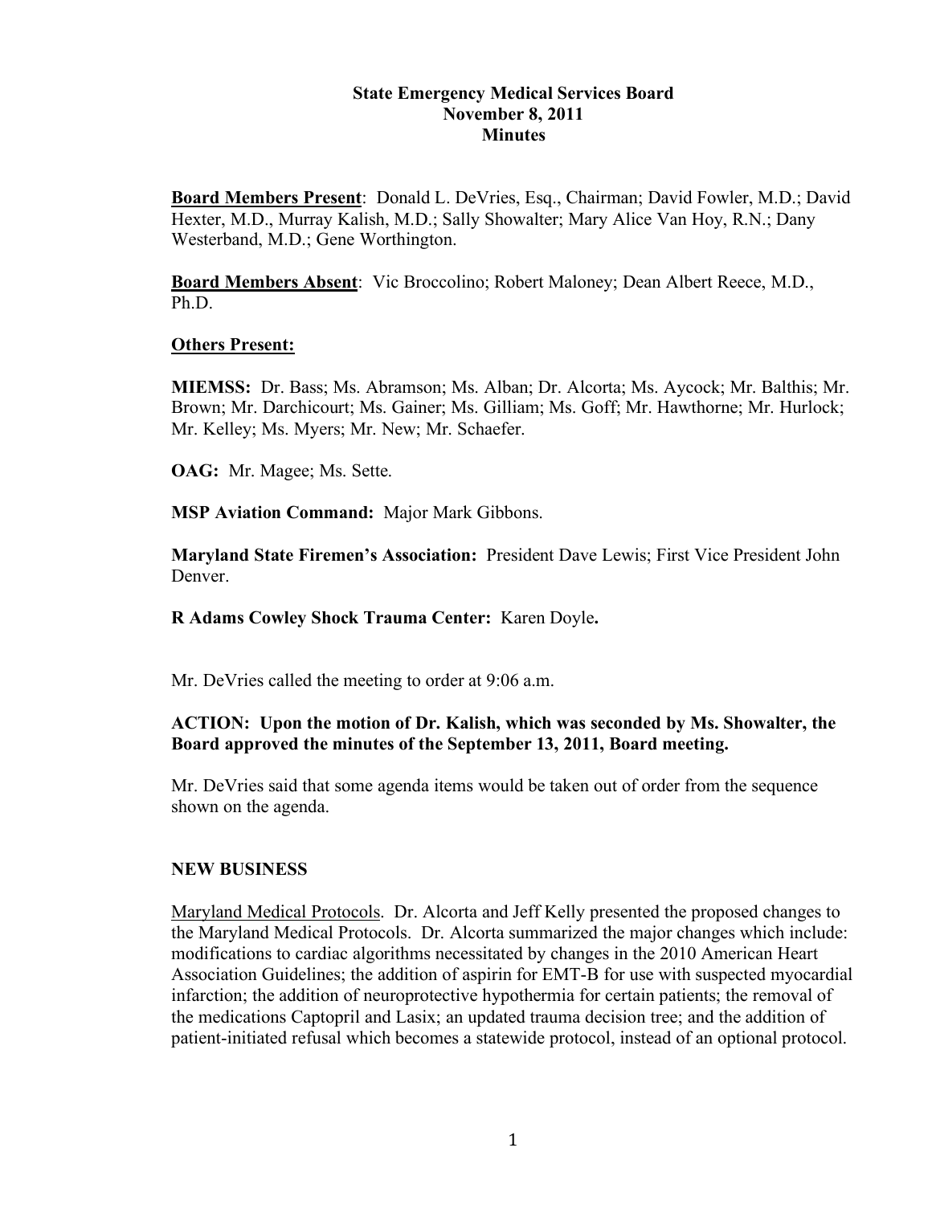# State Emergency Medical Services Board
## November 8, 2011
## Minutes

**Board Members Present**: Donald L. DeVries, Esq., Chairman; David Fowler, M.D.; David Hexter, M.D., Murray Kalish, M.D.; Sally Showalter; Mary Alice Van Hoy, R.N.; Dany Westerband, M.D.; Gene Worthington.

**Board Members Absent**: Vic Broccolino; Robert Maloney; Dean Albert Reece, M.D., Ph.D.

**Others Present:**

**MIEMSS:** Dr. Bass; Ms. Abramson; Ms. Alban; Dr. Alcorta; Ms. Aycock; Mr. Balthis; Mr. Brown; Mr. Darchicourt; Ms. Gainer; Ms. Gilliam; Ms. Goff; Mr. Hawthorne; Mr. Hurlock; Mr. Kelley; Ms. Myers; Mr. New; Mr. Schaefer.

**OAG:** Mr. Magee; Ms. Sette.

**MSP Aviation Command:** Major Mark Gibbons.

**Maryland State Firemen's Association:** President Dave Lewis; First Vice President John Denver.

**R Adams Cowley Shock Trauma Center:** Karen Doyle**.**

Mr. DeVries called the meeting to order at 9:06 a.m.

**ACTION: Upon the motion of Dr. Kalish, which was seconded by Ms. Showalter, the Board approved the minutes of the September 13, 2011, Board meeting.**

Mr. DeVries said that some agenda items would be taken out of order from the sequence shown on the agenda.

**NEW BUSINESS**

Maryland Medical Protocols. Dr. Alcorta and Jeff Kelly presented the proposed changes to the Maryland Medical Protocols. Dr. Alcorta summarized the major changes which include: modifications to cardiac algorithms necessitated by changes in the 2010 American Heart Association Guidelines; the addition of aspirin for EMT-B for use with suspected myocardial infarction; the addition of neuroprotective hypothermia for certain patients; the removal of the medications Captopril and Lasix; an updated trauma decision tree; and the addition of patient-initiated refusal which becomes a statewide protocol, instead of an optional protocol.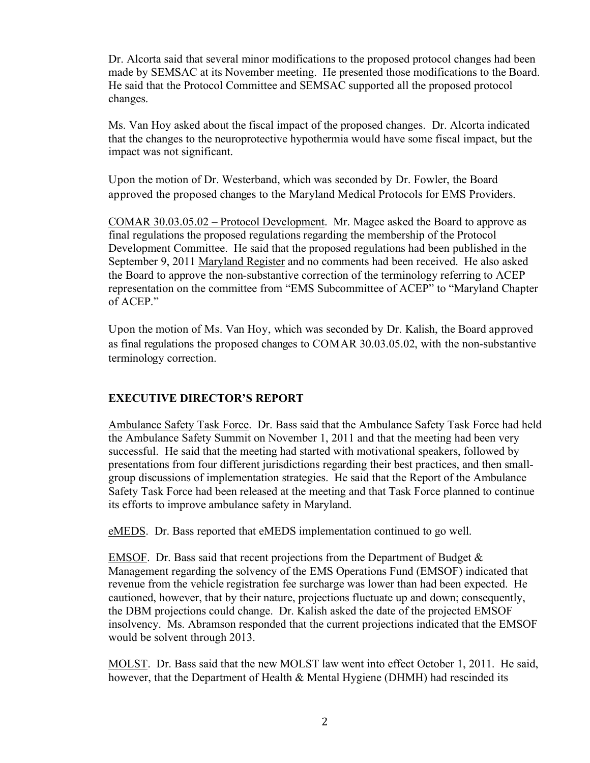Dr. Alcorta said that several minor modifications to the proposed protocol changes had been made by SEMSAC at its November meeting. He presented those modifications to the Board. He said that the Protocol Committee and SEMSAC supported all the proposed protocol changes.

Ms. Van Hoy asked about the fiscal impact of the proposed changes. Dr. Alcorta indicated that the changes to the neuroprotective hypothermia would have some fiscal impact, but the impact was not significant.

Upon the motion of Dr. Westerband, which was seconded by Dr. Fowler, the Board approved the proposed changes to the Maryland Medical Protocols for EMS Providers.

COMAR 30.03.05.02 – Protocol Development. Mr. Magee asked the Board to approve as final regulations the proposed regulations regarding the membership of the Protocol Development Committee. He said that the proposed regulations had been published in the September 9, 2011 Maryland Register and no comments had been received. He also asked the Board to approve the non-substantive correction of the terminology referring to ACEP representation on the committee from "EMS Subcommittee of ACEP" to "Maryland Chapter of ACEP."

Upon the motion of Ms. Van Hoy, which was seconded by Dr. Kalish, the Board approved as final regulations the proposed changes to COMAR 30.03.05.02, with the non-substantive terminology correction.

## EXECUTIVE DIRECTOR'S REPORT

Ambulance Safety Task Force. Dr. Bass said that the Ambulance Safety Task Force had held the Ambulance Safety Summit on November 1, 2011 and that the meeting had been very successful. He said that the meeting had started with motivational speakers, followed by presentations from four different jurisdictions regarding their best practices, and then small-group discussions of implementation strategies. He said that the Report of the Ambulance Safety Task Force had been released at the meeting and that Task Force planned to continue its efforts to improve ambulance safety in Maryland.

eMEDS. Dr. Bass reported that eMEDS implementation continued to go well.

EMSOF. Dr. Bass said that recent projections from the Department of Budget & Management regarding the solvency of the EMS Operations Fund (EMSOF) indicated that revenue from the vehicle registration fee surcharge was lower than had been expected. He cautioned, however, that by their nature, projections fluctuate up and down; consequently, the DBM projections could change. Dr. Kalish asked the date of the projected EMSOF insolvency. Ms. Abramson responded that the current projections indicated that the EMSOF would be solvent through 2013.

MOLST. Dr. Bass said that the new MOLST law went into effect October 1, 2011. He said, however, that the Department of Health & Mental Hygiene (DHMH) had rescinded its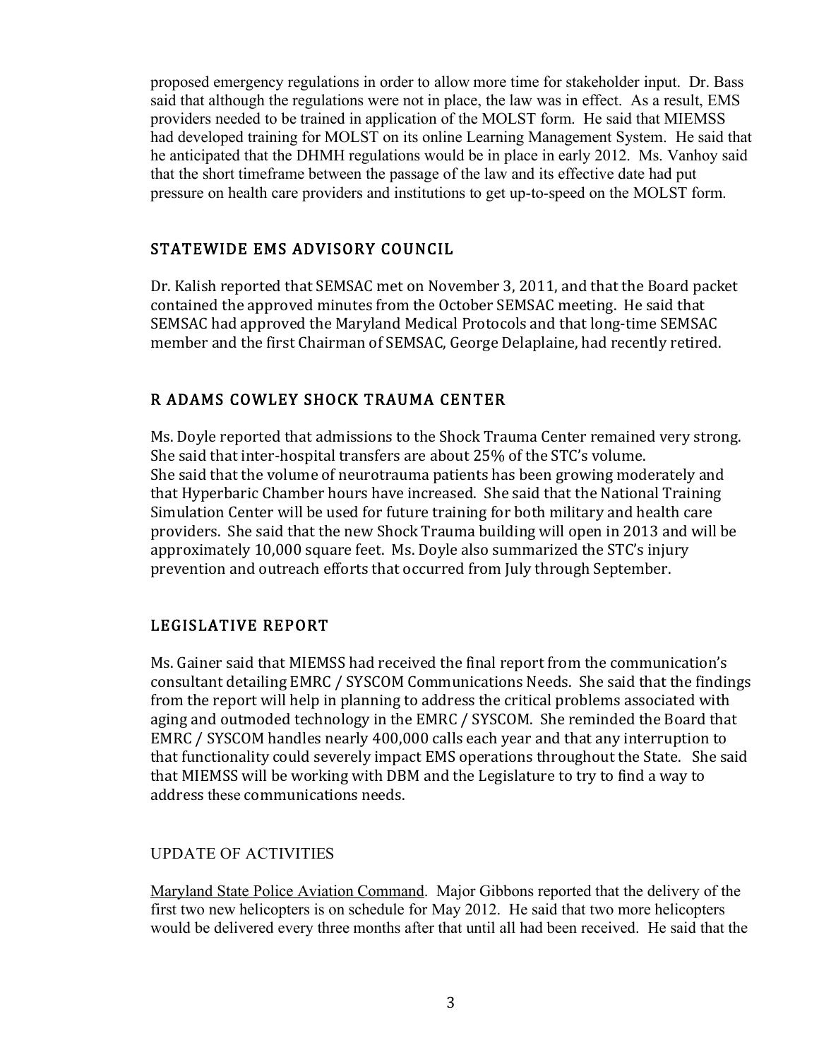proposed emergency regulations in order to allow more time for stakeholder input. Dr. Bass said that although the regulations were not in place, the law was in effect. As a result, EMS providers needed to be trained in application of the MOLST form. He said that MIEMSS had developed training for MOLST on its online Learning Management System. He said that he anticipated that the DHMH regulations would be in place in early 2012. Ms. Vanhoy said that the short timeframe between the passage of the law and its effective date had put pressure on health care providers and institutions to get up-to-speed on the MOLST form.

## STATEWIDE EMS ADVISORY COUNCIL

Dr. Kalish reported that SEMSAC met on November 3, 2011, and that the Board packet contained the approved minutes from the October SEMSAC meeting. He said that SEMSAC had approved the Maryland Medical Protocols and that long-time SEMSAC member and the first Chairman of SEMSAC, George Delaplaine, had recently retired.

## R ADAMS COWLEY SHOCK TRAUMA CENTER

Ms. Doyle reported that admissions to the Shock Trauma Center remained very strong. She said that inter-hospital transfers are about 25% of the STC's volume. She said that the volume of neurotrauma patients has been growing moderately and that Hyperbaric Chamber hours have increased. She said that the National Training Simulation Center will be used for future training for both military and health care providers. She said that the new Shock Trauma building will open in 2013 and will be approximately 10,000 square feet. Ms. Doyle also summarized the STC's injury prevention and outreach efforts that occurred from July through September.

## LEGISLATIVE REPORT

Ms. Gainer said that MIEMSS had received the final report from the communication's consultant detailing EMRC / SYSCOM Communications Needs. She said that the findings from the report will help in planning to address the critical problems associated with aging and outmoded technology in the EMRC / SYSCOM. She reminded the Board that EMRC / SYSCOM handles nearly 400,000 calls each year and that any interruption to that functionality could severely impact EMS operations throughout the State. She said that MIEMSS will be working with DBM and the Legislature to try to find a way to address these communications needs.

## UPDATE OF ACTIVITIES

Maryland State Police Aviation Command. Major Gibbons reported that the delivery of the first two new helicopters is on schedule for May 2012. He said that two more helicopters would be delivered every three months after that until all had been received. He said that the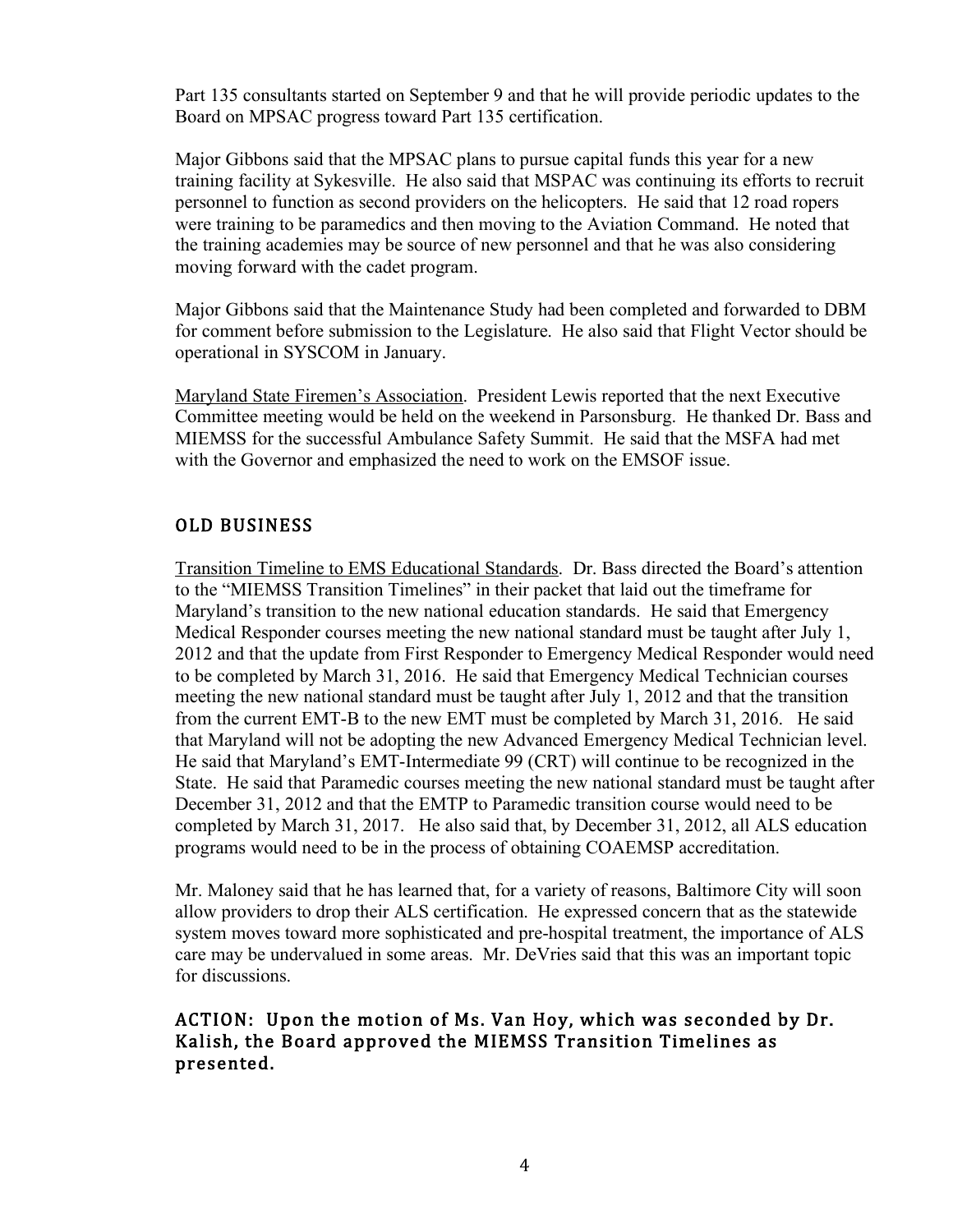Part 135 consultants started on September 9 and that he will provide periodic updates to the Board on MPSAC progress toward Part 135 certification.

Major Gibbons said that the MPSAC plans to pursue capital funds this year for a new training facility at Sykesville. He also said that MSPAC was continuing its efforts to recruit personnel to function as second providers on the helicopters. He said that 12 road ropers were training to be paramedics and then moving to the Aviation Command. He noted that the training academies may be source of new personnel and that he was also considering moving forward with the cadet program.

Major Gibbons said that the Maintenance Study had been completed and forwarded to DBM for comment before submission to the Legislature. He also said that Flight Vector should be operational in SYSCOM in January.

Maryland State Firemen's Association. President Lewis reported that the next Executive Committee meeting would be held on the weekend in Parsonsburg. He thanked Dr. Bass and MIEMSS for the successful Ambulance Safety Summit. He said that the MSFA had met with the Governor and emphasized the need to work on the EMSOF issue.

## OLD BUSINESS

Transition Timeline to EMS Educational Standards. Dr. Bass directed the Board's attention to the "MIEMSS Transition Timelines" in their packet that laid out the timeframe for Maryland's transition to the new national education standards. He said that Emergency Medical Responder courses meeting the new national standard must be taught after July 1, 2012 and that the update from First Responder to Emergency Medical Responder would need to be completed by March 31, 2016. He said that Emergency Medical Technician courses meeting the new national standard must be taught after July 1, 2012 and that the transition from the current EMT-B to the new EMT must be completed by March 31, 2016. He said that Maryland will not be adopting the new Advanced Emergency Medical Technician level. He said that Maryland's EMT-Intermediate 99 (CRT) will continue to be recognized in the State. He said that Paramedic courses meeting the new national standard must be taught after December 31, 2012 and that the EMTP to Paramedic transition course would need to be completed by March 31, 2017. He also said that, by December 31, 2012, all ALS education programs would need to be in the process of obtaining COAEMSP accreditation.

Mr. Maloney said that he has learned that, for a variety of reasons, Baltimore City will soon allow providers to drop their ALS certification. He expressed concern that as the statewide system moves toward more sophisticated and pre-hospital treatment, the importance of ALS care may be undervalued in some areas. Mr. DeVries said that this was an important topic for discussions.

**ACTION: Upon the motion of Ms. Van Hoy, which was seconded by Dr. Kalish, the Board approved the MIEMSS Transition Timelines as presented.**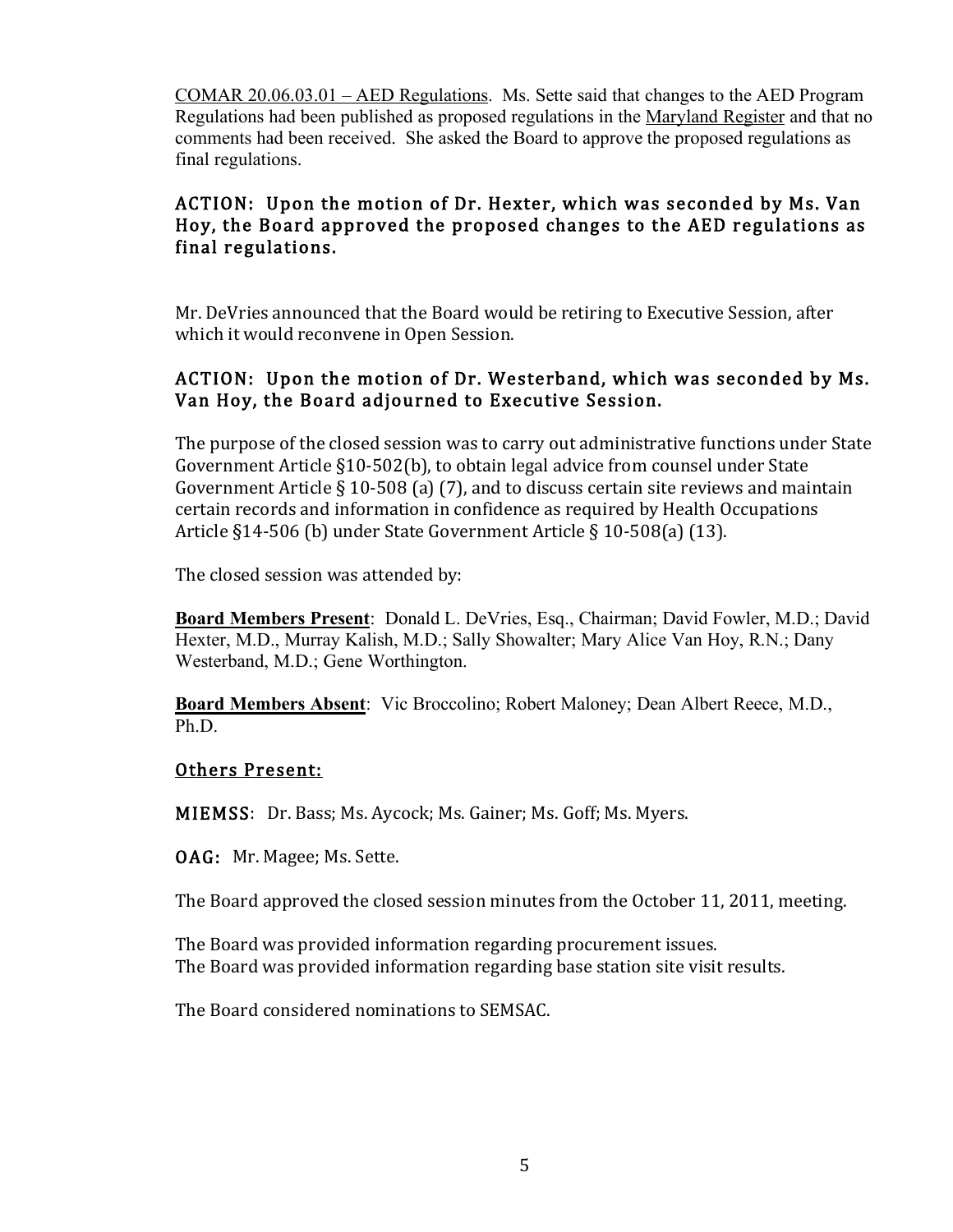COMAR 20.06.03.01 – AED Regulations. Ms. Sette said that changes to the AED Program Regulations had been published as proposed regulations in the Maryland Register and that no comments had been received. She asked the Board to approve the proposed regulations as final regulations.

**ACTION: Upon the motion of Dr. Hexter, which was seconded by Ms. Van Hoy, the Board approved the proposed changes to the AED regulations as final regulations.**

Mr. DeVries announced that the Board would be retiring to Executive Session, after which it would reconvene in Open Session.

**ACTION: Upon the motion of Dr. Westerband, which was seconded by Ms. Van Hoy, the Board adjourned to Executive Session.**

The purpose of the closed session was to carry out administrative functions under State Government Article §10-502(b), to obtain legal advice from counsel under State Government Article § 10-508 (a) (7), and to discuss certain site reviews and maintain certain records and information in confidence as required by Health Occupations Article §14-506 (b) under State Government Article § 10-508(a) (13).

The closed session was attended by:

**Board Members Present**: Donald L. DeVries, Esq., Chairman; David Fowler, M.D.; David Hexter, M.D., Murray Kalish, M.D.; Sally Showalter; Mary Alice Van Hoy, R.N.; Dany Westerband, M.D.; Gene Worthington.

**Board Members Absent**: Vic Broccolino; Robert Maloney; Dean Albert Reece, M.D., Ph.D.

Others Present:

**MIEMSS**: Dr. Bass; Ms. Aycock; Ms. Gainer; Ms. Goff; Ms. Myers.

**OAG:** Mr. Magee; Ms. Sette.

The Board approved the closed session minutes from the October 11, 2011, meeting.

The Board was provided information regarding procurement issues.
The Board was provided information regarding base station site visit results.

The Board considered nominations to SEMSAC.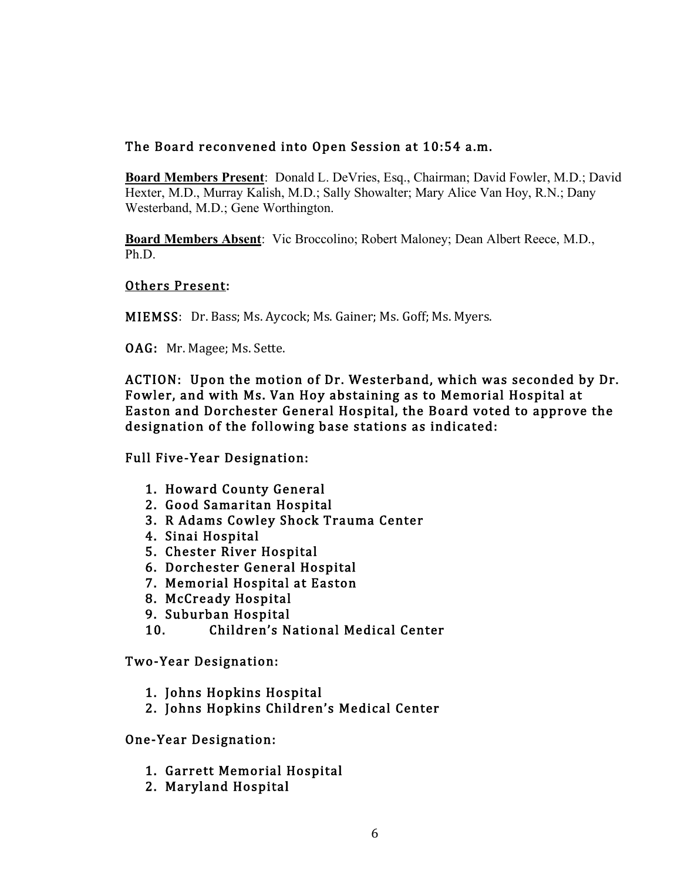The Board reconvened into Open Session at 10:54 a.m.

**Board Members Present**: Donald L. DeVries, Esq., Chairman; David Fowler, M.D.; David Hexter, M.D., Murray Kalish, M.D.; Sally Showalter; Mary Alice Van Hoy, R.N.; Dany Westerband, M.D.; Gene Worthington.

**Board Members Absent**: Vic Broccolino; Robert Maloney; Dean Albert Reece, M.D., Ph.D.

Others Present:

MIEMSS: Dr. Bass; Ms. Aycock; Ms. Gainer; Ms. Goff; Ms. Myers.

OAG: Mr. Magee; Ms. Sette.

ACTION: Upon the motion of Dr. Westerband, which was seconded by Dr. Fowler, and with Ms. Van Hoy abstaining as to Memorial Hospital at Easton and Dorchester General Hospital, the Board voted to approve the designation of the following base stations as indicated:

Full Five-Year Designation:

1. Howard County General
2. Good Samaritan Hospital
3. R Adams Cowley Shock Trauma Center
4. Sinai Hospital
5. Chester River Hospital
6. Dorchester General Hospital
7. Memorial Hospital at Easton
8. McCready Hospital
9. Suburban Hospital
10. Children's National Medical Center

Two-Year Designation:

1. Johns Hopkins Hospital
2. Johns Hopkins Children's Medical Center

One-Year Designation:

1. Garrett Memorial Hospital
2. Maryland Hospital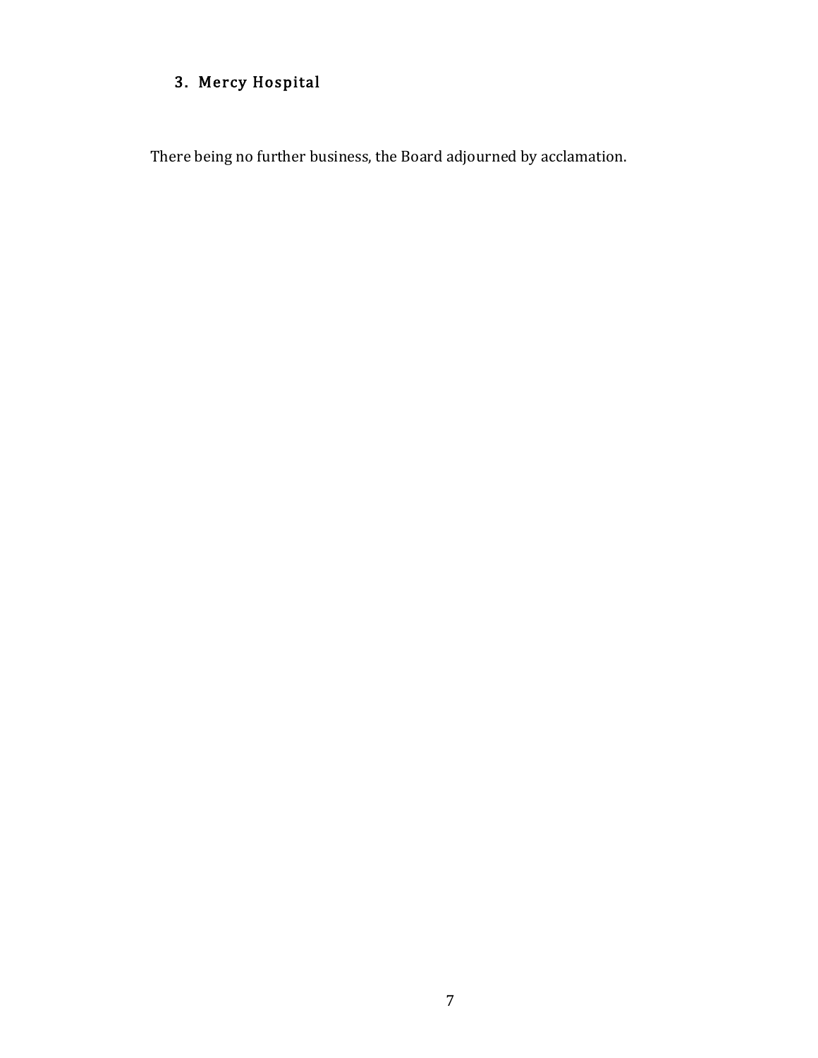3. Mercy Hospital

There being no further business, the Board adjourned by acclamation.